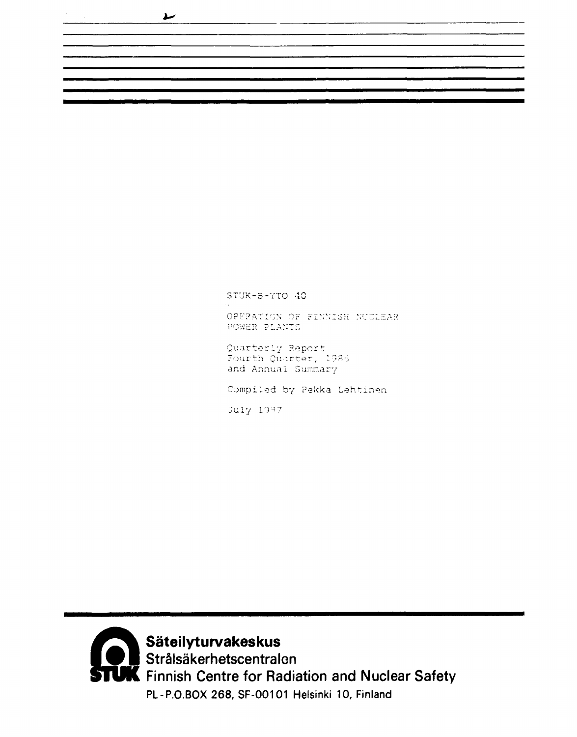STUK-B-YTO 40

OPERATION OF FINNISH NUCLEAR POWER PLANTS

Quarterly Report
Fourth Quarter, 1986
and Annual Summary

Compiled by Pekka Lehtinen

July 1987

**Säteilyturvakeskus**
**Strålsäkerhetscentralen**
**Finnish Centre for Radiation and Nuclear Safety**
**PL - P.O.BOX 268, SF-00101 Helsinki 10, Finland**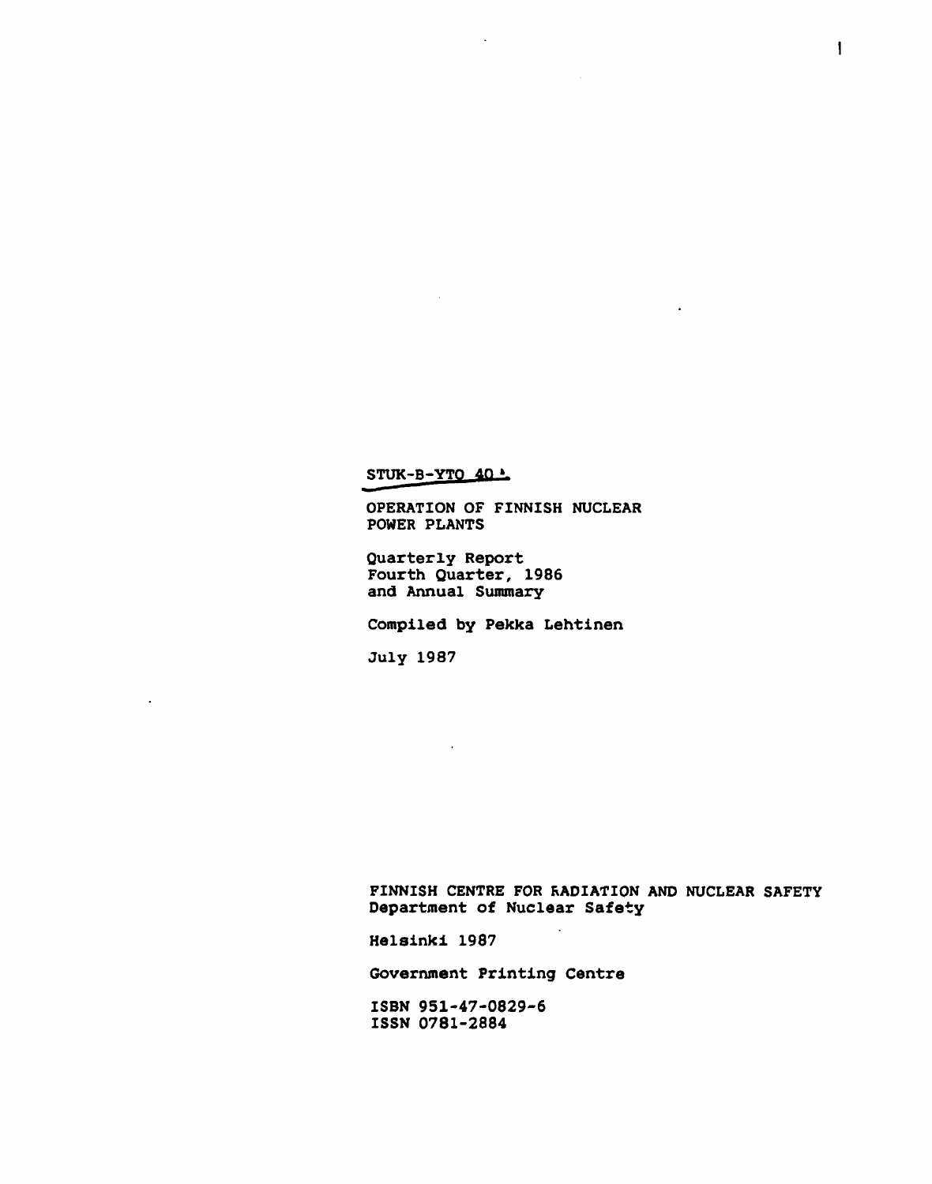STUK-B-YTO 40

OPERATION OF FINNISH NUCLEAR POWER PLANTS

Quarterly Report
Fourth Quarter, 1986
and Annual Summary

Compiled by Pekka Lehtinen

July 1987

FINNISH CENTRE FOR RADIATION AND NUCLEAR SAFETY
Department of Nuclear Safety

Helsinki 1987

Government Printing Centre

ISBN 951-47-0829-6
ISSN 0781-2884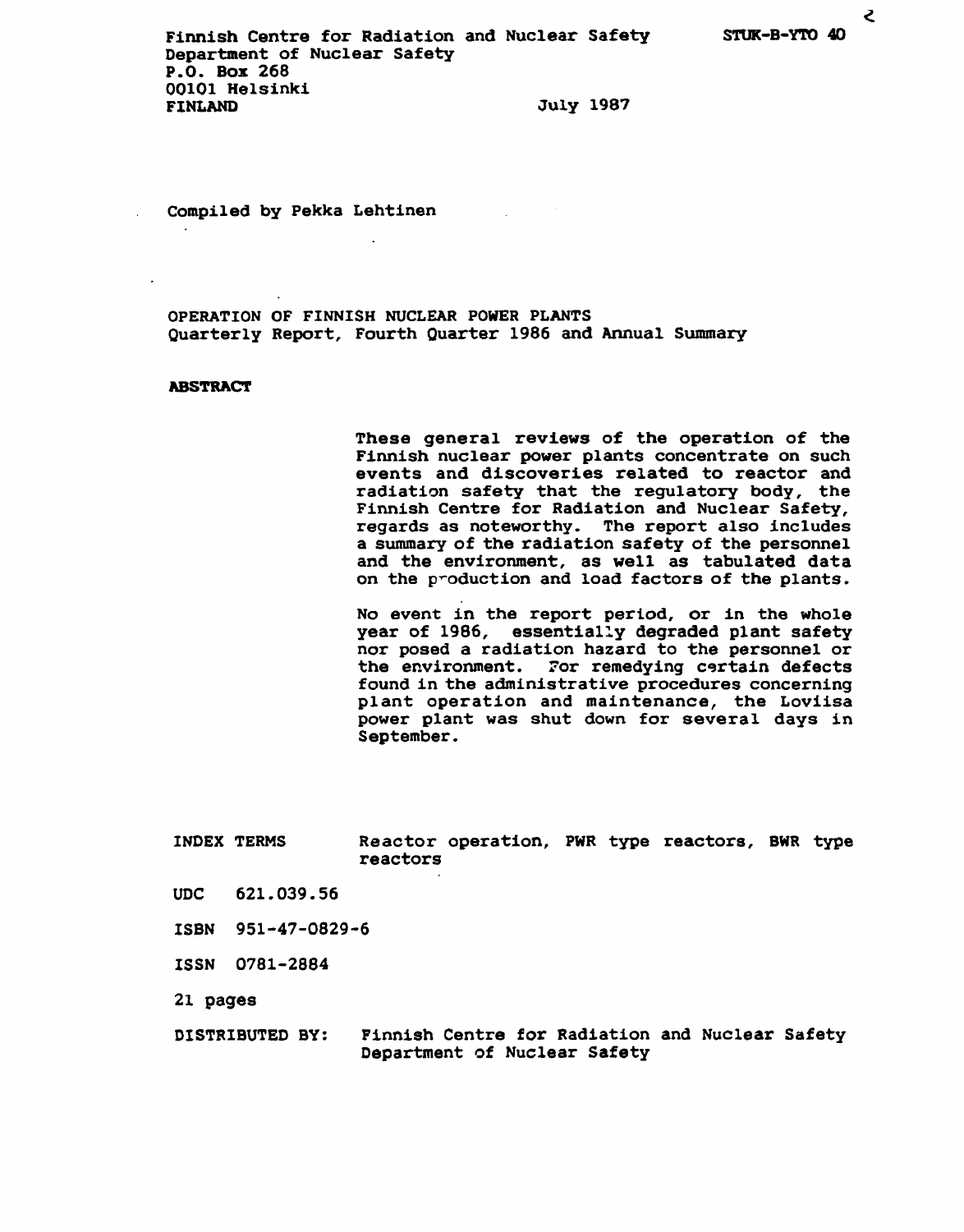Finnish Centre for Radiation and Nuclear Safety
Department of Nuclear Safety
P.O. Box 268
00101 Helsinki
FINLAND

STUK-B-YTO 40

July 1987

Compiled by Pekka Lehtinen

# OPERATION OF FINNISH NUCLEAR POWER PLANTS
## Quarterly Report, Fourth Quarter 1986 and Annual Summary

**ABSTRACT**

These general reviews of the operation of the Finnish nuclear power plants concentrate on such events and discoveries related to reactor and radiation safety that the regulatory body, the Finnish Centre for Radiation and Nuclear Safety, regards as noteworthy. The report also includes a summary of the radiation safety of the personnel and the environment, as well as tabulated data on the production and load factors of the plants.

No event in the report period, or in the whole year of 1986, essentially degraded plant safety nor posed a radiation hazard to the personnel or the environment. For remedying certain defects found in the administrative procedures concerning plant operation and maintenance, the Loviisa power plant was shut down for several days in September.

INDEX TERMS Reactor operation, PWR type reactors, BWR type reactors

UDC 621.039.56

ISBN 951-47-0829-6

ISSN 0781-2884

21 pages

DISTRIBUTED BY: Finnish Centre for Radiation and Nuclear Safety
Department of Nuclear Safety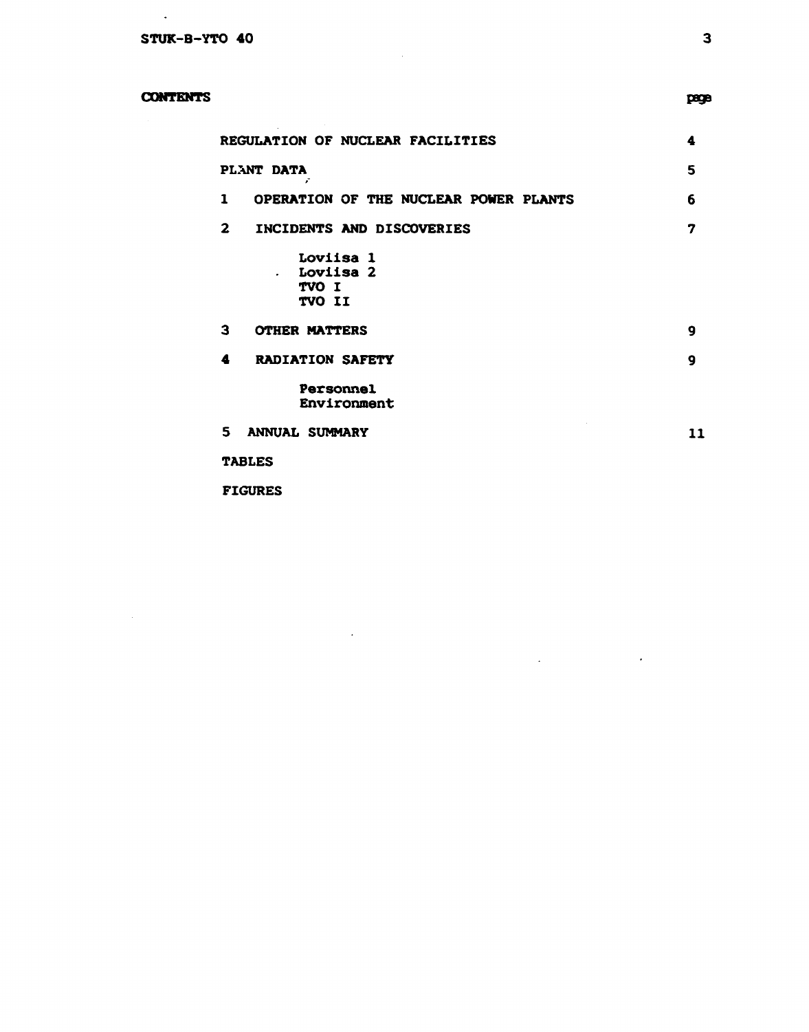## CONTENTS

| | page |
|---|---|
| REGULATION OF NUCLEAR FACILITIES | 4 |
| PLANT DATA | 5 |
| 1 OPERATION OF THE NUCLEAR POWER PLANTS | 6 |
| 2 INCIDENTS AND DISCOVERIES | 7 |
| Loviisa 1 | |
| Loviisa 2 | |
| TVO I | |
| TVO II | |
| 3 OTHER MATTERS | 9 |
| 4 RADIATION SAFETY | 9 |
| Personnel | |
| Environment | |
| 5 ANNUAL SUMMARY | 11 |
| TABLES | |
| FIGURES | |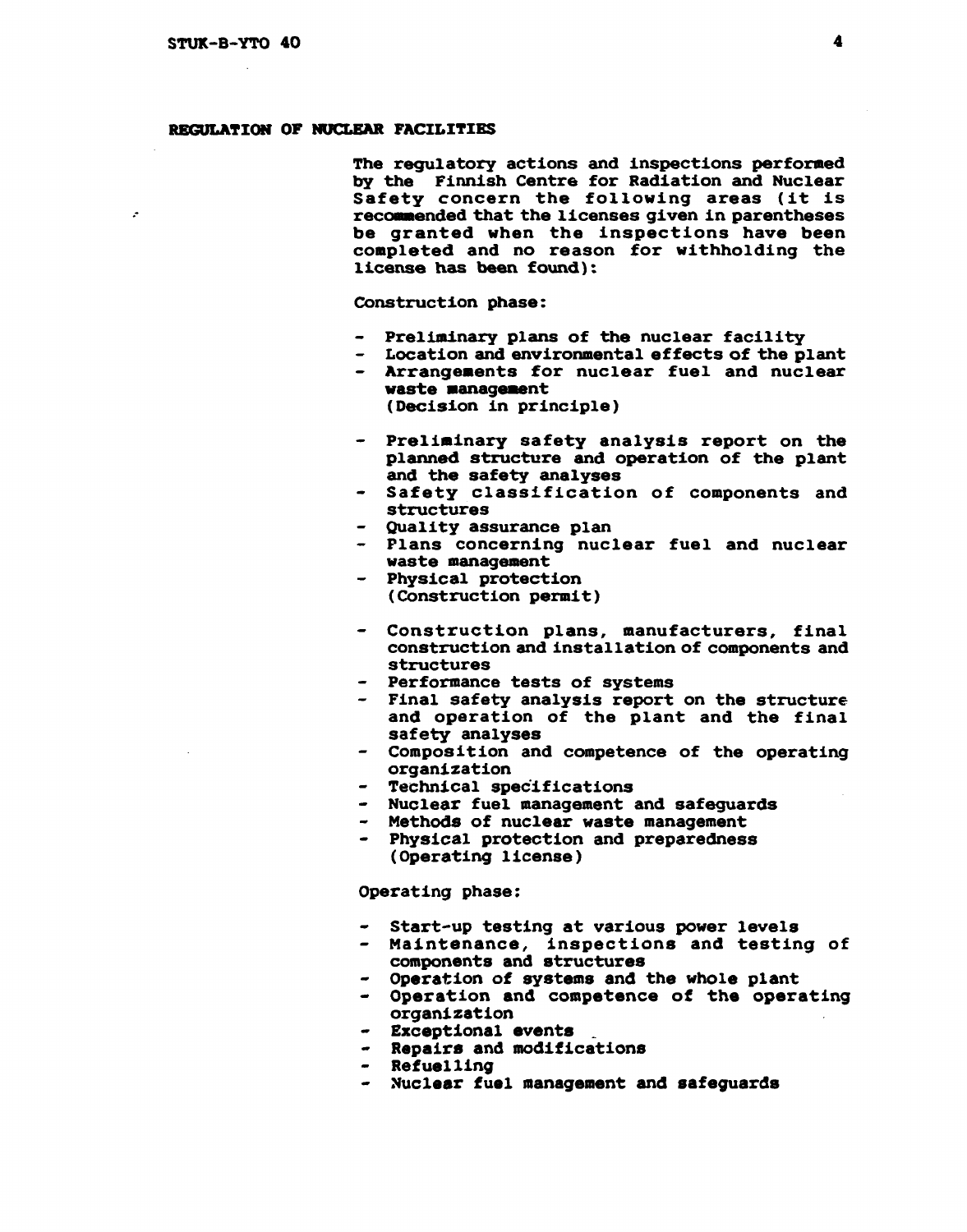## REGULATION OF NUCLEAR FACILITIES

The regulatory actions and inspections performed by the Finnish Centre for Radiation and Nuclear Safety concern the following areas (it is recommended that the licenses given in parentheses be granted when the inspections have been completed and no reason for withholding the license has been found):

Construction phase:

- Preliminary plans of the nuclear facility
- Location and environmental effects of the plant
- Arrangements for nuclear fuel and nuclear waste management
  (Decision in principle)

- Preliminary safety analysis report on the planned structure and operation of the plant and the safety analyses
- Safety classification of components and structures
- Quality assurance plan
- Plans concerning nuclear fuel and nuclear waste management
- Physical protection
  (Construction permit)

- Construction plans, manufacturers, final construction and installation of components and structures
- Performance tests of systems
- Final safety analysis report on the structure and operation of the plant and the final safety analyses
- Composition and competence of the operating organization
- Technical specifications
- Nuclear fuel management and safeguards
- Methods of nuclear waste management
- Physical protection and preparedness
  (Operating license)

Operating phase:

- Start-up testing at various power levels
- Maintenance, inspections and testing of components and structures
- Operation of systems and the whole plant
- Operation and competence of the operating organization
- Exceptional events
- Repairs and modifications
- Refuelling
- Nuclear fuel management and safeguards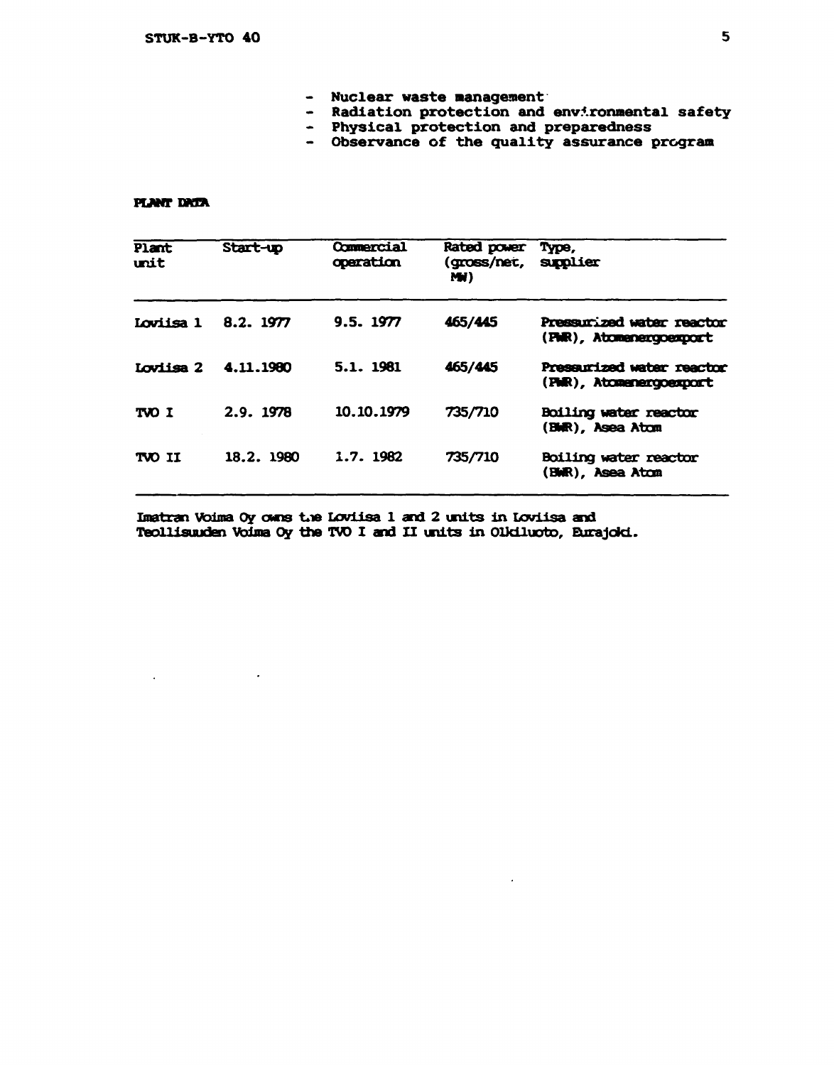- Nuclear waste management
- Radiation protection and environmental safety
- Physical protection and preparedness
- Observance of the quality assurance program

**PLANT DATA**

| Plant unit | Start-up | Commercial operation | Rated power (gross/net, MW) | Type, supplier |
|---|---|---|---|---|
| Loviisa 1 | 8.2. 1977 | 9.5. 1977 | 465/445 | Pressurized water reactor (PWR), Atomenergoexport |
| Loviisa 2 | 4.11.1980 | 5.1. 1981 | 465/445 | Pressurized water reactor (PWR), Atomenergoexport |
| TVO I | 2.9. 1978 | 10.10.1979 | 735/710 | Boiling water reactor (BWR), Asea Atom |
| TVO II | 18.2. 1980 | 1.7. 1982 | 735/710 | Boiling water reactor (BWR), Asea Atom |

Imatran Voima Oy owns the Loviisa 1 and 2 units in Loviisa and Teollisuuden Voima Oy the TVO I and II units in Olkiluoto, Eurajoki.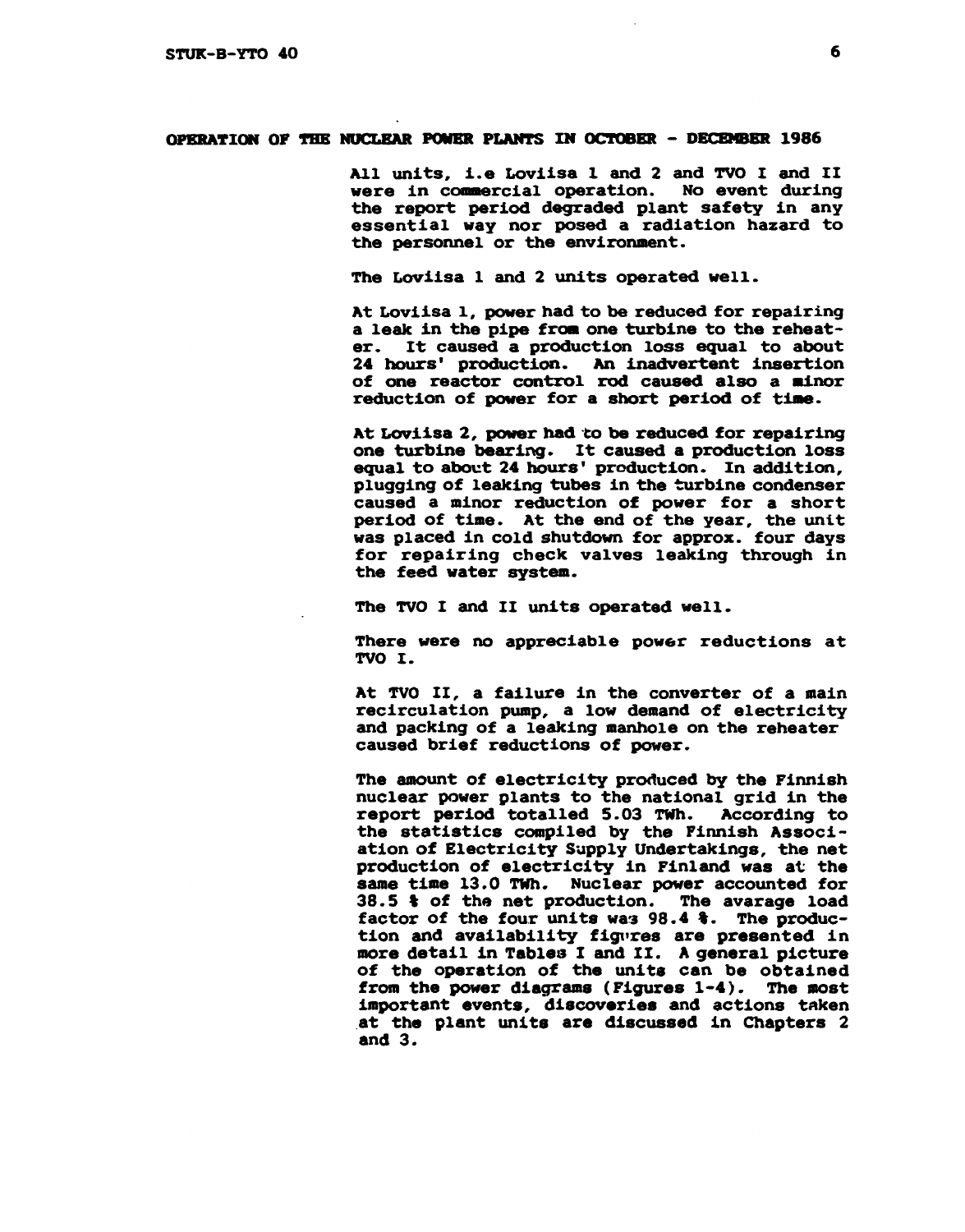# OPERATION OF THE NUCLEAR POWER PLANTS IN OCTOBER - DECEMBER 1986

All units, i.e Loviisa 1 and 2 and TVO I and II were in commercial operation. No event during the report period degraded plant safety in any essential way nor posed a radiation hazard to the personnel or the environment.

The Loviisa 1 and 2 units operated well.

At Loviisa 1, power had to be reduced for repairing a leak in the pipe from one turbine to the reheater. It caused a production loss equal to about 24 hours' production. An inadvertent insertion of one reactor control rod caused also a minor reduction of power for a short period of time.

At Loviisa 2, power had to be reduced for repairing one turbine bearing. It caused a production loss equal to about 24 hours' production. In addition, plugging of leaking tubes in the turbine condenser caused a minor reduction of power for a short period of time. At the end of the year, the unit was placed in cold shutdown for approx. four days for repairing check valves leaking through in the feed water system.

The TVO I and II units operated well.

There were no appreciable power reductions at TVO I.

At TVO II, a failure in the converter of a main recirculation pump, a low demand of electricity and packing of a leaking manhole on the reheater caused brief reductions of power.

The amount of electricity produced by the Finnish nuclear power plants to the national grid in the report period totalled 5.03 TWh. According to the statistics compiled by the Finnish Association of Electricity Supply Undertakings, the net production of electricity in Finland was at the same time 13.0 TWh. Nuclear power accounted for 38.5 % of the net production. The avarage load factor of the four units was 98.4 %. The production and availability figures are presented in more detail in Tables I and II. A general picture of the operation of the units can be obtained from the power diagrams (Figures 1-4). The most important events, discoveries and actions taken at the plant units are discussed in Chapters 2 and 3.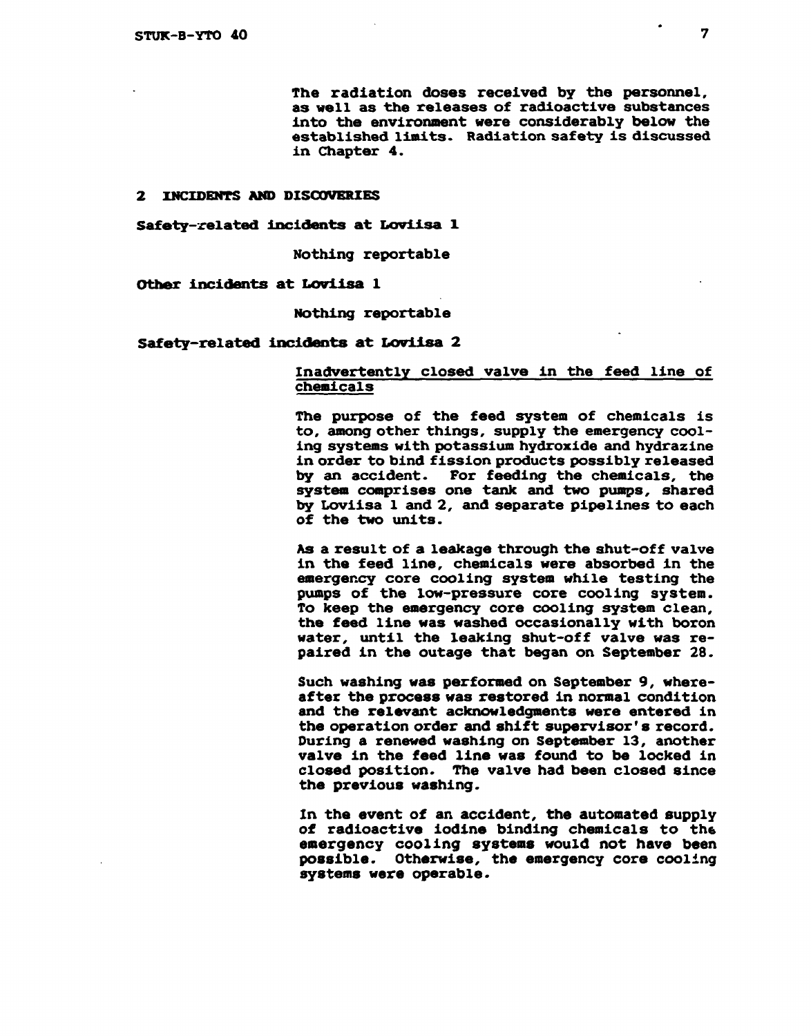The radiation doses received by the personnel, as well as the releases of radioactive substances into the environment were considerably below the established limits. Radiation safety is discussed in Chapter 4.

## 2 INCIDENTS AND DISCOVERIES

### Safety-related incidents at Loviisa 1

Nothing reportable

### Other incidents at Loviisa 1

Nothing reportable

### Safety-related incidents at Loviisa 2

#### Inadvertently closed valve in the feed line of chemicals

The purpose of the feed system of chemicals is to, among other things, supply the emergency cooling systems with potassium hydroxide and hydrazine in order to bind fission products possibly released by an accident. For feeding the chemicals, the system comprises one tank and two pumps, shared by Loviisa 1 and 2, and separate pipelines to each of the two units.

As a result of a leakage through the shut-off valve in the feed line, chemicals were absorbed in the emergency core cooling system while testing the pumps of the low-pressure core cooling system. To keep the emergency core cooling system clean, the feed line was washed occasionally with boron water, until the leaking shut-off valve was repaired in the outage that began on September 28.

Such washing was performed on September 9, whereafter the process was restored in normal condition and the relevant acknowledgments were entered in the operation order and shift supervisor's record. During a renewed washing on September 13, another valve in the feed line was found to be locked in closed position. The valve had been closed since the previous washing.

In the event of an accident, the automated supply of radioactive iodine binding chemicals to the emergency cooling systems would not have been possible. Otherwise, the emergency core cooling systems were operable.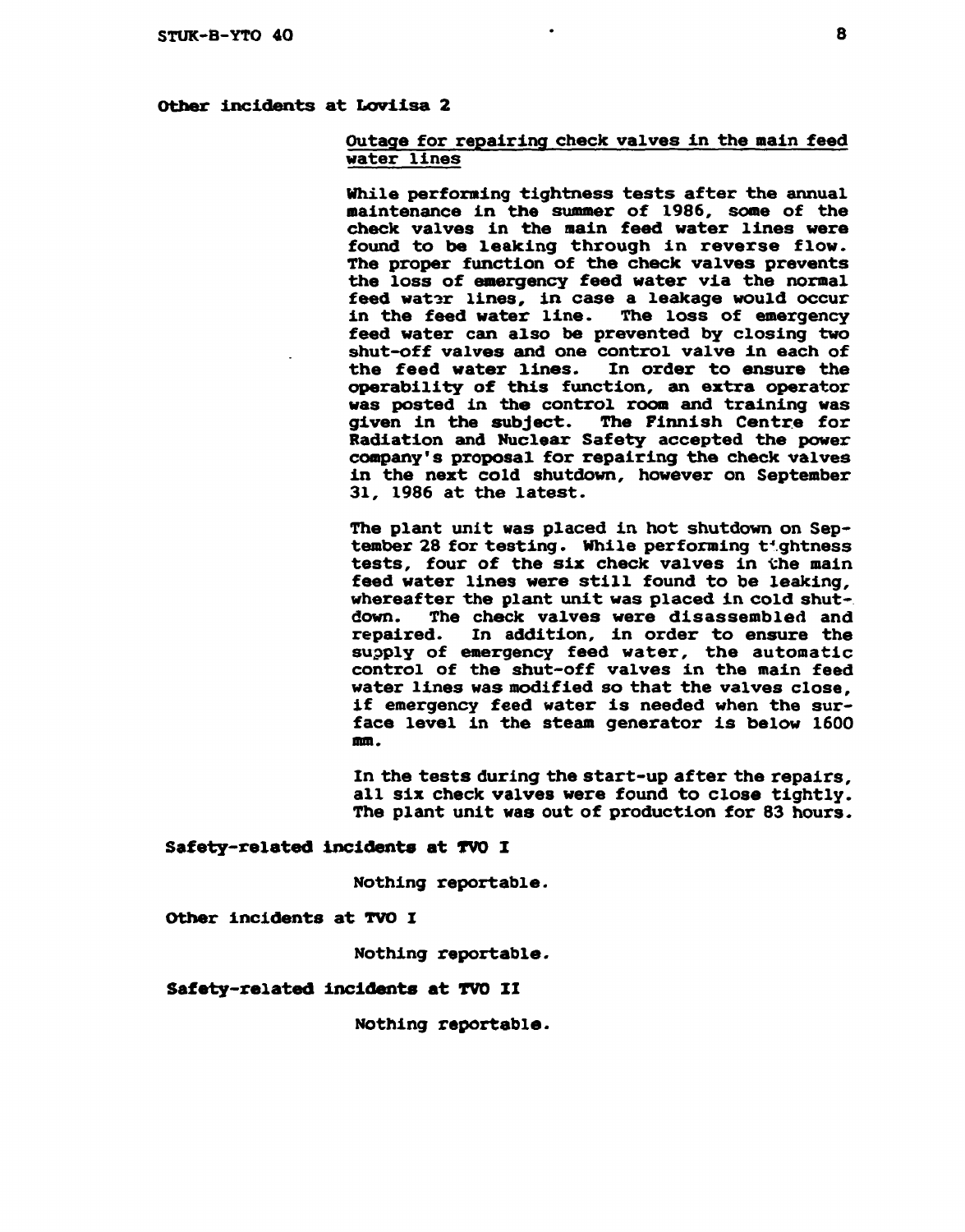### Other incidents at Loviisa 2

#### Outage for repairing check valves in the main feed water lines

While performing tightness tests after the annual maintenance in the summer of 1986, some of the check valves in the main feed water lines were found to be leaking through in reverse flow. The proper function of the check valves prevents the loss of emergency feed water via the normal feed water lines, in case a leakage would occur in the feed water line. The loss of emergency feed water can also be prevented by closing two shut-off valves and one control valve in each of the feed water lines. In order to ensure the operability of this function, an extra operator was posted in the control room and training was given in the subject. The Finnish Centre for Radiation and Nuclear Safety accepted the power company's proposal for repairing the check valves in the next cold shutdown, however on September 31, 1986 at the latest.

The plant unit was placed in hot shutdown on September 28 for testing. While performing tightness tests, four of the six check valves in the main feed water lines were still found to be leaking, whereafter the plant unit was placed in cold shutdown. The check valves were disassembled and repaired. In addition, in order to ensure the supply of emergency feed water, the automatic control of the shut-off valves in the main feed water lines was modified so that the valves close, if emergency feed water is needed when the surface level in the steam generator is below 1600 mm.

In the tests during the start-up after the repairs, all six check valves were found to close tightly. The plant unit was out of production for 83 hours.

### Safety-related incidents at TVO I

Nothing reportable.

### Other incidents at TVO I

Nothing reportable.

### Safety-related incidents at TVO II

Nothing reportable.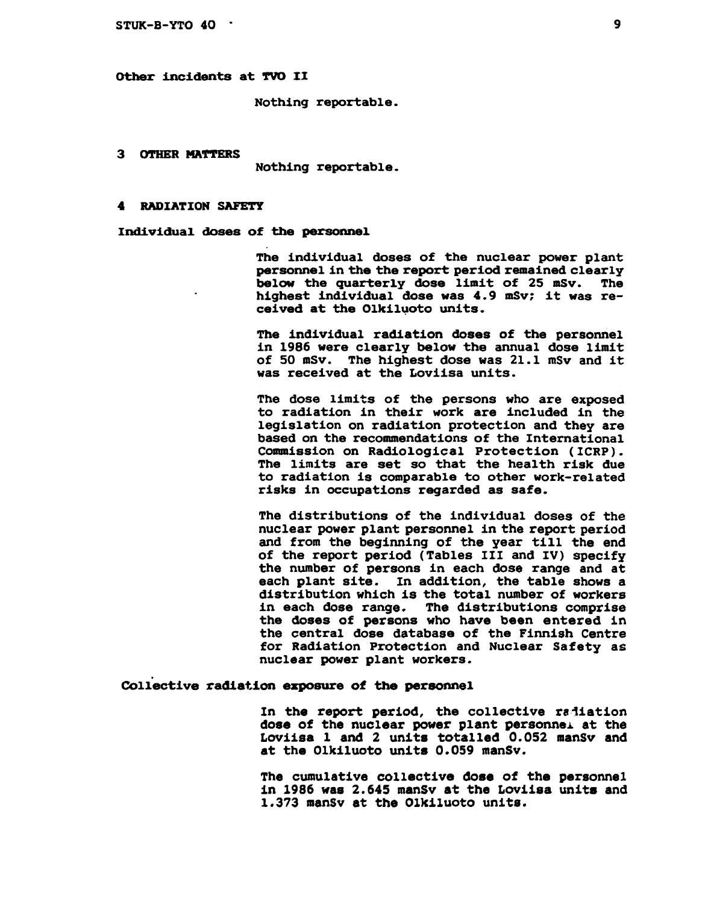### Other incidents at TVO II

Nothing reportable.

## 3 OTHER MATTERS

Nothing reportable.

## 4 RADIATION SAFETY

### Individual doses of the personnel

The individual doses of the nuclear power plant personnel in the the report period remained clearly below the quarterly dose limit of 25 mSv. The highest individual dose was 4.9 mSv; it was received at the Olkiluoto units.

The individual radiation doses of the personnel in 1986 were clearly below the annual dose limit of 50 mSv. The highest dose was 21.1 mSv and it was received at the Loviisa units.

The dose limits of the persons who are exposed to radiation in their work are included in the legislation on radiation protection and they are based on the recommendations of the International Commission on Radiological Protection (ICRP). The limits are set so that the health risk due to radiation is comparable to other work-related risks in occupations regarded as safe.

The distributions of the individual doses of the nuclear power plant personnel in the report period and from the beginning of the year till the end of the report period (Tables III and IV) specify the number of persons in each dose range and at each plant site. In addition, the table shows a distribution which is the total number of workers in each dose range. The distributions comprise the doses of persons who have been entered in the central dose database of the Finnish Centre for Radiation Protection and Nuclear Safety as nuclear power plant workers.

### Collective radiation exposure of the personnel

In the report period, the collective radiation dose of the nuclear power plant personnel at the Loviisa 1 and 2 units totalled 0.052 manSv and at the Olkiluoto units 0.059 manSv.

The cumulative collective dose of the personnel in 1986 was 2.645 manSv at the Loviisa units and 1.373 manSv at the Olkiluoto units.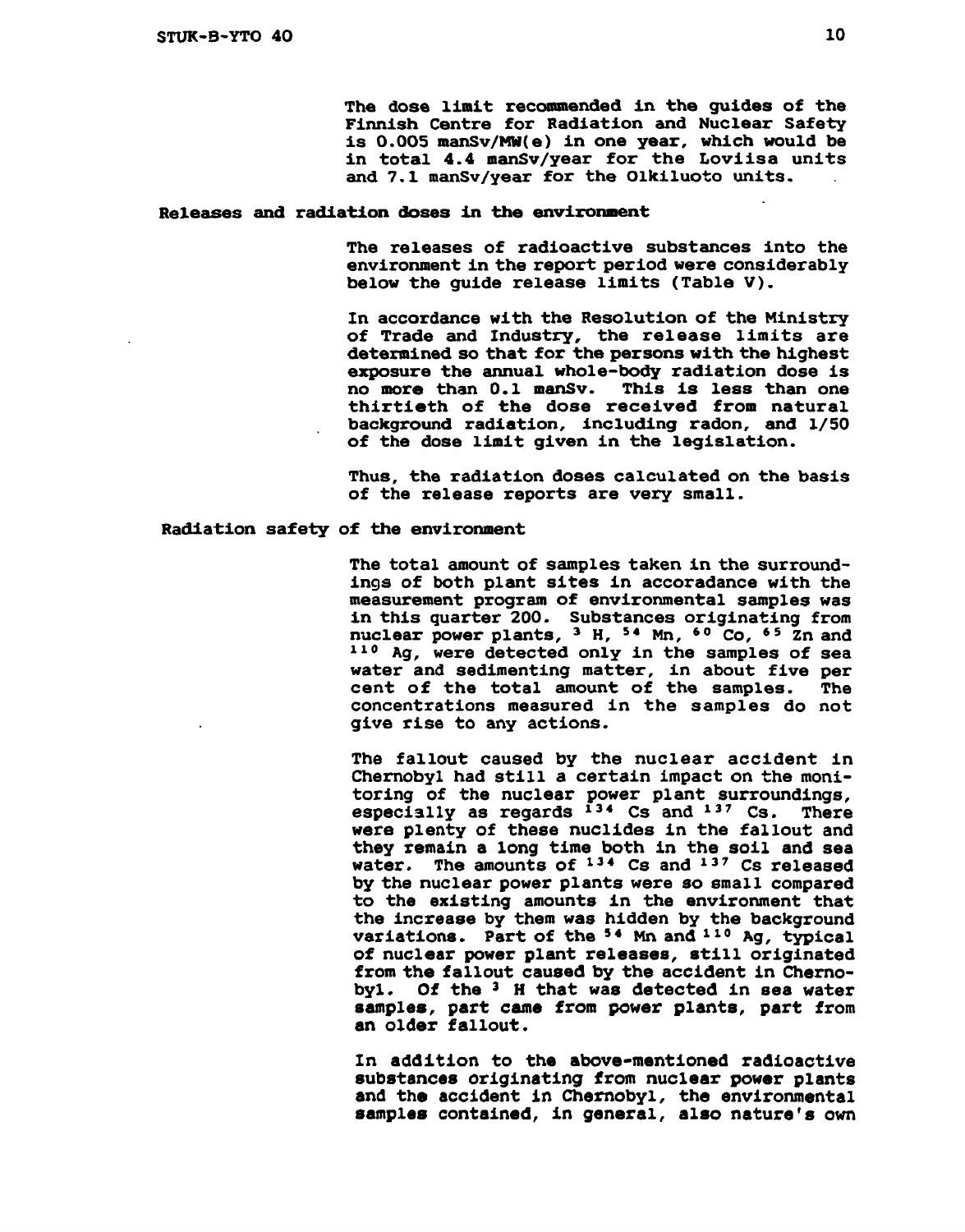The dose limit recommended in the guides of the Finnish Centre for Radiation and Nuclear Safety is 0.005 manSv/MW(e) in one year, which would be in total 4.4 manSv/year for the Loviisa units and 7.1 manSv/year for the Olkiluoto units.

## Releases and radiation doses in the environment

The releases of radioactive substances into the environment in the report period were considerably below the guide release limits (Table V).

In accordance with the Resolution of the Ministry of Trade and Industry, the release limits are determined so that for the persons with the highest exposure the annual whole-body radiation dose is no more than 0.1 manSv. This is less than one thirtieth of the dose received from natural background radiation, including radon, and 1/50 of the dose limit given in the legislation.

Thus, the radiation doses calculated on the basis of the release reports are very small.

## Radiation safety of the environment

The total amount of samples taken in the surroundings of both plant sites in accoradance with the measurement program of environmental samples was in this quarter 200. Substances originating from nuclear power plants, $^{3}$H, $^{54}$Mn, $^{60}$Co, $^{65}$Zn and $^{110}$Ag, were detected only in the samples of sea water and sedimenting matter, in about five per cent of the total amount of the samples. The concentrations measured in the samples do not give rise to any actions.

The fallout caused by the nuclear accident in Chernobyl had still a certain impact on the monitoring of the nuclear power plant surroundings, especially as regards $^{134}$Cs and $^{137}$Cs. There were plenty of these nuclides in the fallout and they remain a long time both in the soil and sea water. The amounts of $^{134}$Cs and $^{137}$Cs released by the nuclear power plants were so small compared to the existing amounts in the environment that the increase by them was hidden by the background variations. Part of the $^{54}$Mn and $^{110}$Ag, typical of nuclear power plant releases, still originated from the fallout caused by the accident in Chernobyl. Of the $^{3}$H that was detected in sea water samples, part came from power plants, part from an older fallout.

In addition to the above-mentioned radioactive substances originating from nuclear power plants and the accident in Chernobyl, the environmental samples contained, in general, also nature's own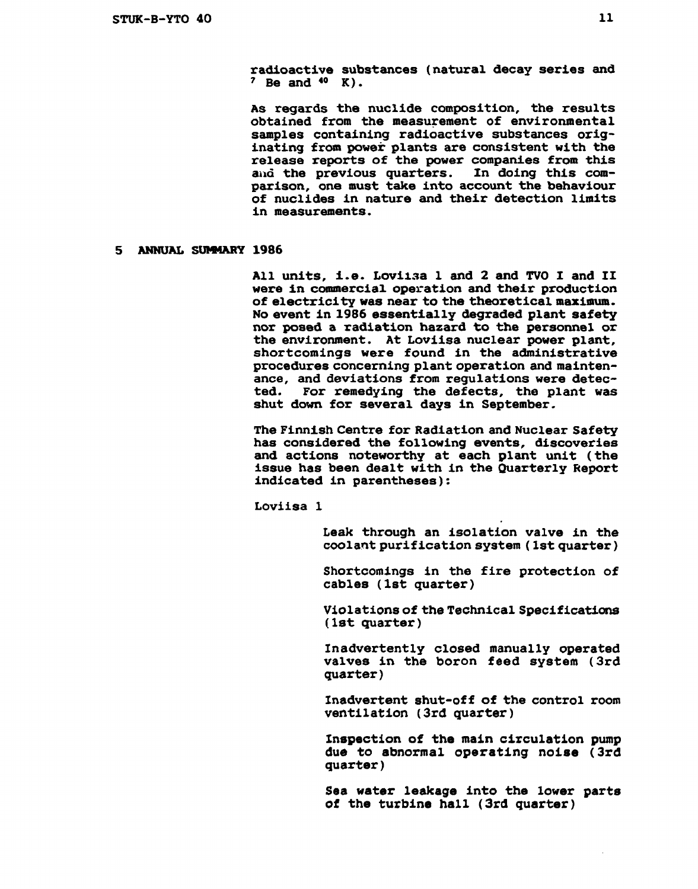radioactive substances (natural decay series and $^{7}$Be and $^{40}$K).

As regards the nuclide composition, the results obtained from the measurement of environmental samples containing radioactive substances originating from power plants are consistent with the release reports of the power companies from this and the previous quarters. In doing this comparison, one must take into account the behaviour of nuclides in nature and their detection limits in measurements.

## 5 ANNUAL SUMMARY 1986

All units, i.e. Loviisa 1 and 2 and TVO I and II were in commercial operation and their production of electricity was near to the theoretical maximum. No event in 1986 essentially degraded plant safety nor posed a radiation hazard to the personnel or the environment. At Loviisa nuclear power plant, shortcomings were found in the administrative procedures concerning plant operation and maintenance, and deviations from regulations were detected. For remedying the defects, the plant was shut down for several days in September.

The Finnish Centre for Radiation and Nuclear Safety has considered the following events, discoveries and actions noteworthy at each plant unit (the issue has been dealt with in the Quarterly Report indicated in parentheses):

Loviisa 1

- Leak through an isolation valve in the coolant purification system (1st quarter)
- Shortcomings in the fire protection of cables (1st quarter)
- Violations of the Technical Specifications (1st quarter)
- Inadvertently closed manually operated valves in the boron feed system (3rd quarter)
- Inadvertent shut-off of the control room ventilation (3rd quarter)
- Inspection of the main circulation pump due to abnormal operating noise (3rd quarter)
- Sea water leakage into the lower parts of the turbine hall (3rd quarter)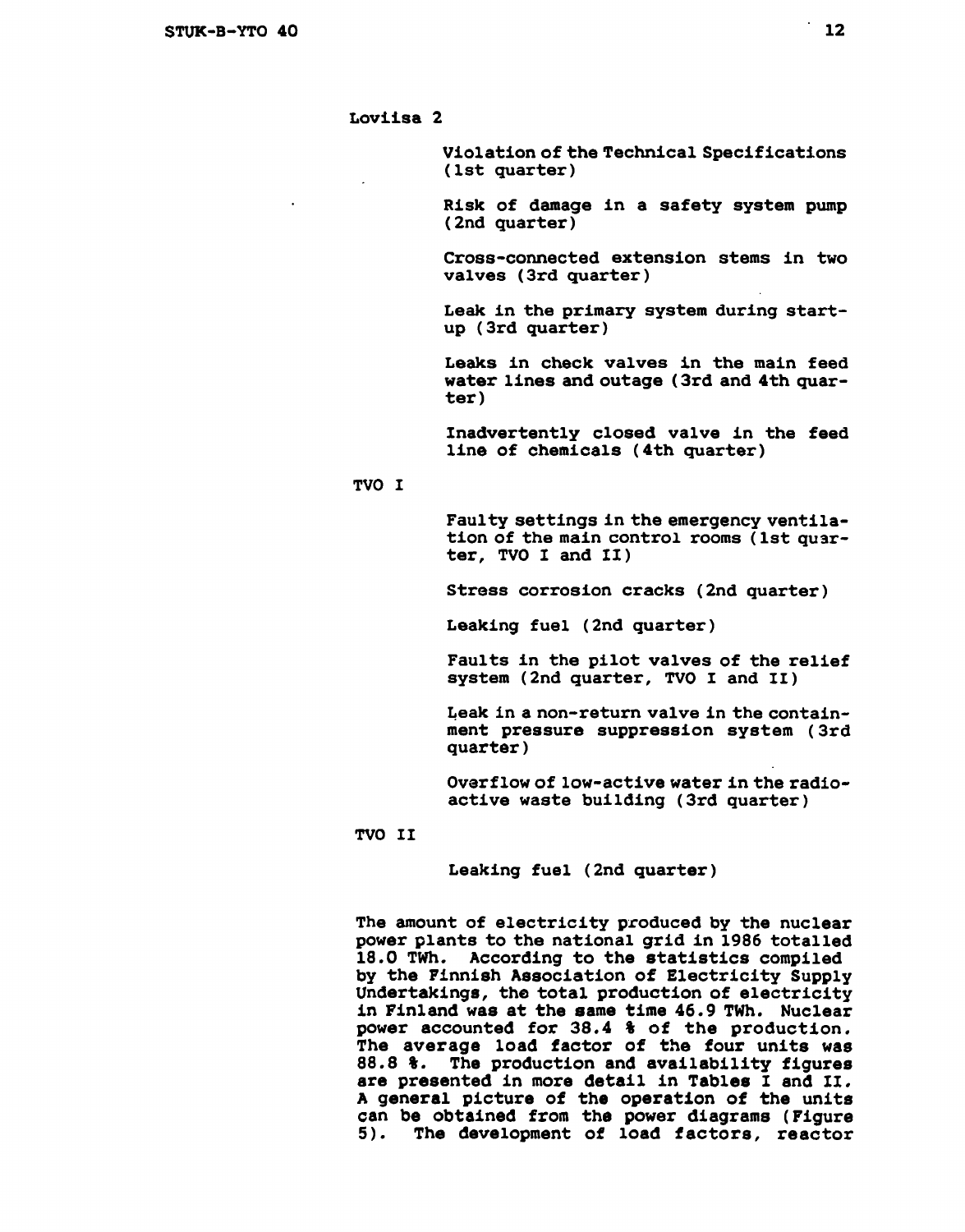Loviisa 2

Violation of the Technical Specifications (1st quarter)

Risk of damage in a safety system pump (2nd quarter)

Cross-connected extension stems in two valves (3rd quarter)

Leak in the primary system during start-up (3rd quarter)

Leaks in check valves in the main feed water lines and outage (3rd and 4th quarter)

Inadvertently closed valve in the feed line of chemicals (4th quarter)

TVO I

Faulty settings in the emergency ventilation of the main control rooms (1st quarter, TVO I and II)

Stress corrosion cracks (2nd quarter)

Leaking fuel (2nd quarter)

Faults in the pilot valves of the relief system (2nd quarter, TVO I and II)

Leak in a non-return valve in the containment pressure suppression system (3rd quarter)

Overflow of low-active water in the radioactive waste building (3rd quarter)

TVO II

Leaking fuel (2nd quarter)

The amount of electricity produced by the nuclear power plants to the national grid in 1986 totalled 18.0 TWh. According to the statistics compiled by the Finnish Association of Electricity Supply Undertakings, the total production of electricity in Finland was at the same time 46.9 TWh. Nuclear power accounted for 38.4 % of the production. The average load factor of the four units was 88.8 %. The production and availability figures are presented in more detail in Tables I and II. A general picture of the operation of the units can be obtained from the power diagrams (Figure 5). The development of load factors, reactor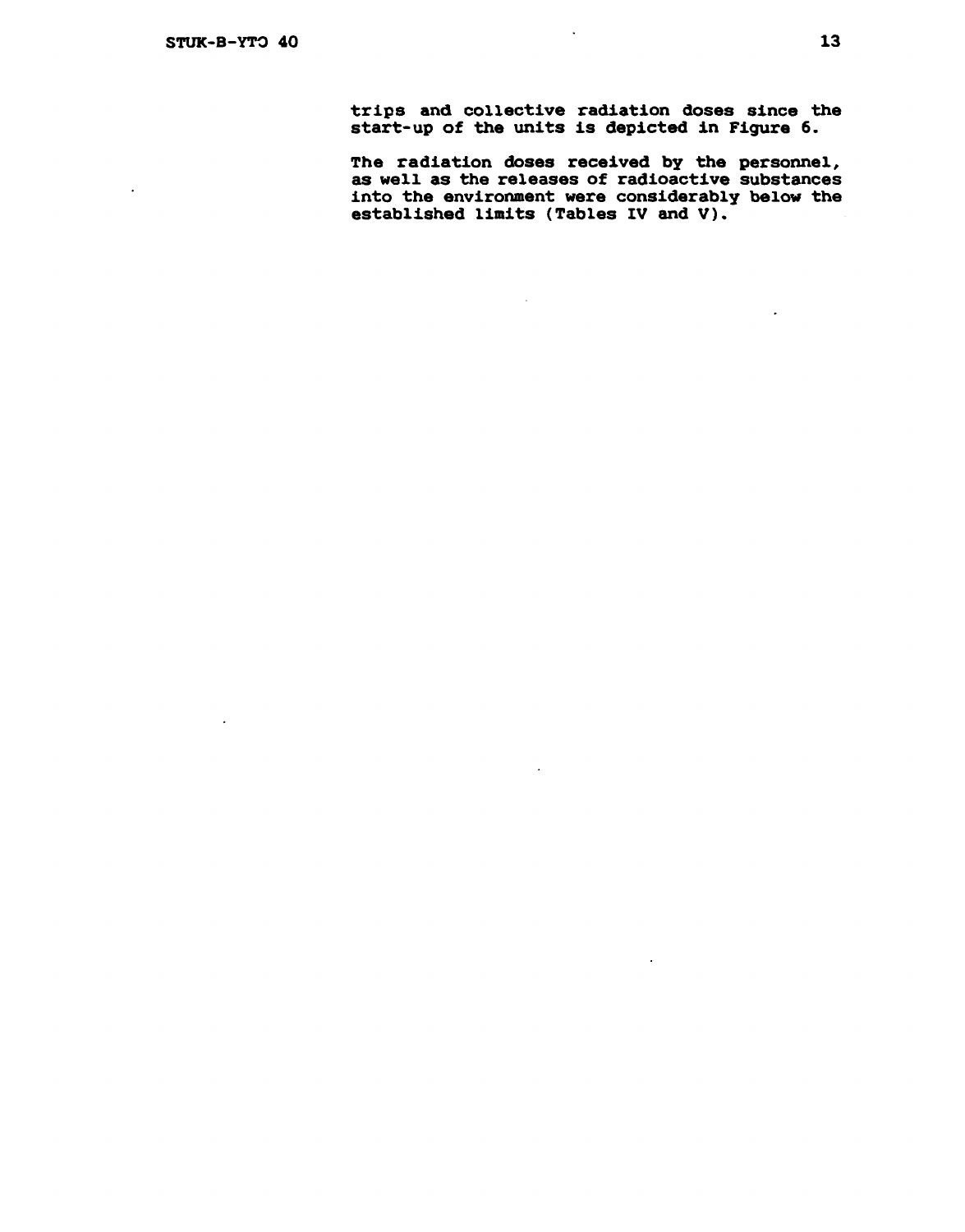trips and collective radiation doses since the start-up of the units is depicted in Figure 6.

The radiation doses received by the personnel, as well as the releases of radioactive substances into the environment were considerably below the established limits (Tables IV and V).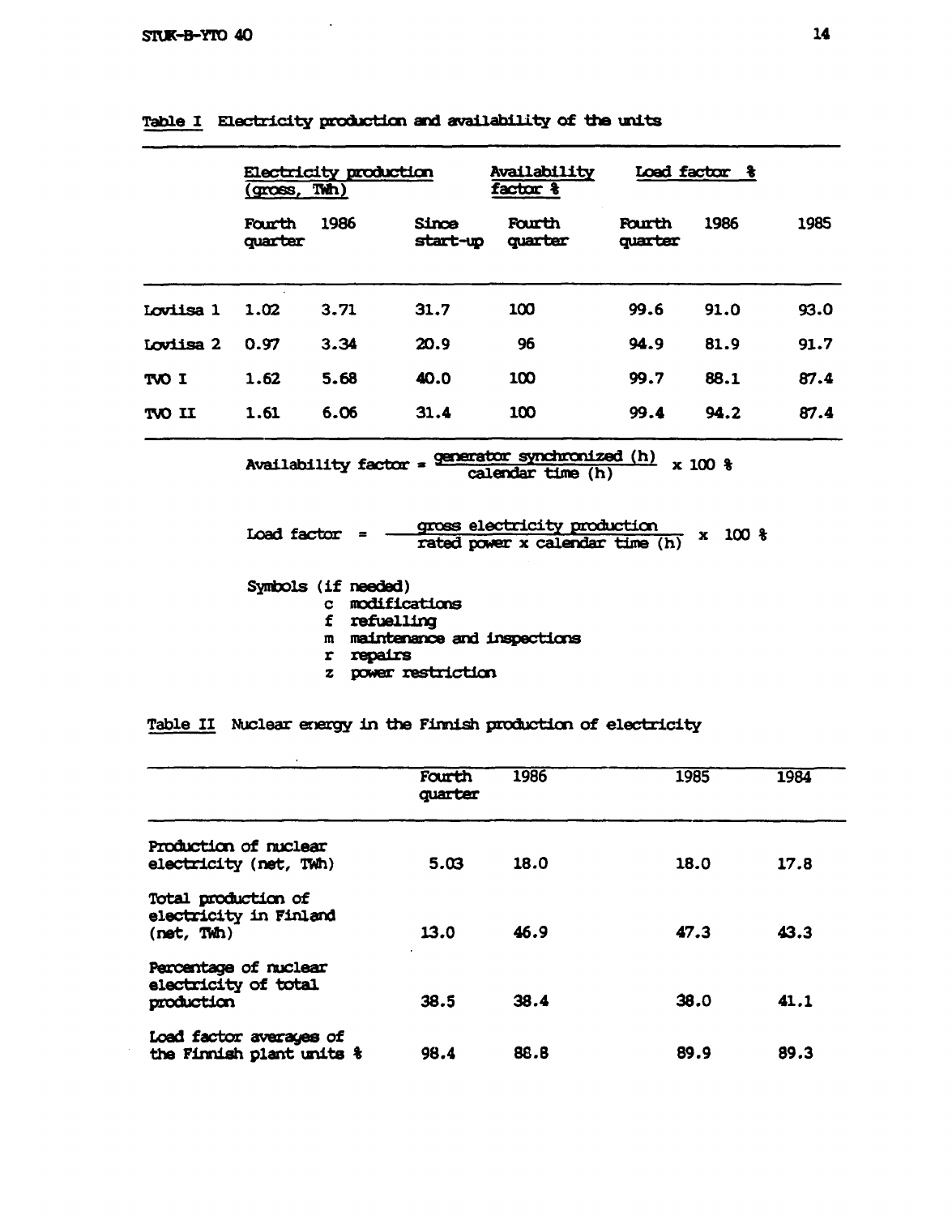Table I  Electricity production and availability of the units

| | Electricity production (gross, TWh) | | | Availability factor % | Load factor % | | |
|---|---|---|---|---|---|---|---|
| | Fourth quarter | 1986 | Since start-up | Fourth quarter | Fourth quarter | 1986 | 1985 |
| Loviisa 1 | 1.02 | 3.71 | 31.7 | 100 | 99.6 | 91.0 | 93.0 |
| Loviisa 2 | 0.97 | 3.34 | 20.9 | 96 | 94.9 | 81.9 | 91.7 |
| TVO I | 1.62 | 5.68 | 40.0 | 100 | 99.7 | 88.1 | 87.4 |
| TVO II | 1.61 | 6.06 | 31.4 | 100 | 99.4 | 94.2 | 87.4 |

$$\text{Availability factor} = \frac{\text{generator synchronized (h)}}{\text{calendar time (h)}} \times 100\ \%$$

$$\text{Load factor} = \frac{\text{gross electricity production}}{\text{rated power x calendar time (h)}} \times 100\ \%$$

Symbols (if needed)

- c modifications
- f refuelling
- m maintenance and inspections
- r repairs
- z power restriction

Table II  Nuclear energy in the Finnish production of electricity

| | Fourth quarter | 1986 | 1985 | 1984 |
|---|---|---|---|---|
| Production of nuclear electricity (net, TWh) | 5.03 | 18.0 | 18.0 | 17.8 |
| Total production of electricity in Finland (net, TWh) | 13.0 | 46.9 | 47.3 | 43.3 |
| Percentage of nuclear electricity of total production | 38.5 | 38.4 | 38.0 | 41.1 |
| Load factor averages of the Finnish plant units % | 98.4 | 88.8 | 89.9 | 89.3 |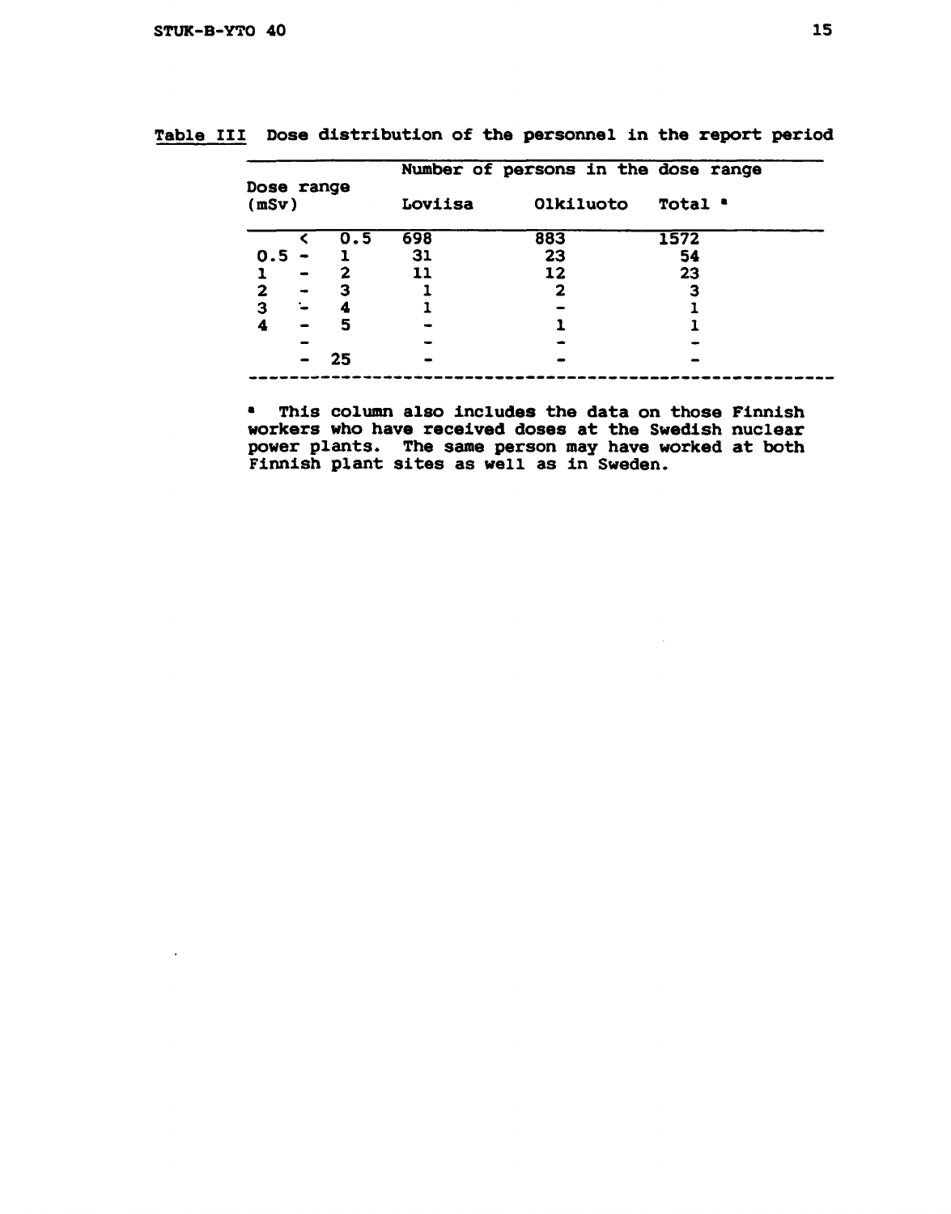**Table III** Dose distribution of the personnel in the report period

| Dose range (mSv) | Number of persons in the dose range | | |
|---|---|---|---|
| | Loviisa | Olkiluoto | Total [a] |
| < 0.5 | 698 | 883 | 1572 |
| 0.5 - 1 | 31 | 23 | 54 |
| 1 - 2 | 11 | 12 | 23 |
| 2 - 3 | 1 | 2 | 3 |
| 3 - 4 | 1 | - | 1 |
| 4 - 5 | - | 1 | 1 |
| - | - | - | - |
| - 25 | - | - | - |

[a] This column also includes the data on those Finnish workers who have received doses at the Swedish nuclear power plants. The same person may have worked at both Finnish plant sites as well as in Sweden.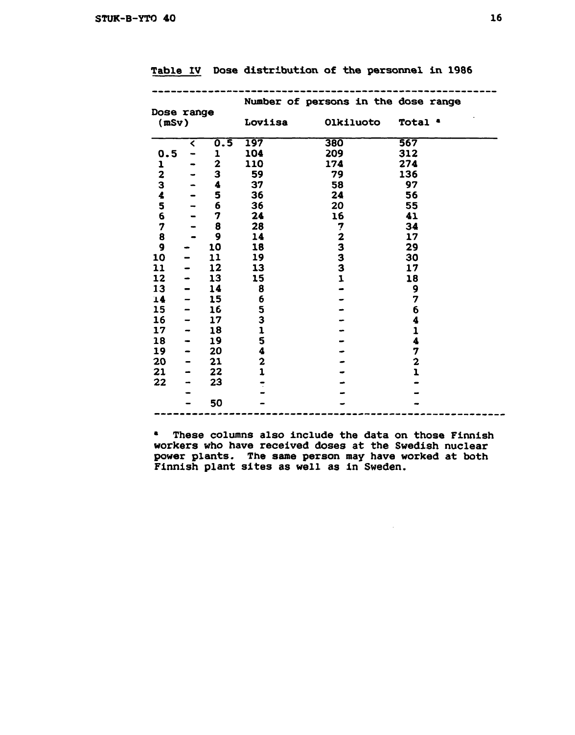Table IV Dose distribution of the personnel in 1986

| Dose range (mSv) | Number of persons in the dose range | | |
|---|---|---|---|
| | Loviisa | Olkiluoto | Total [a] |
| < 0.5 | 197 | 380 | 567 |
| 0.5 - 1 | 104 | 209 | 312 |
| 1 - 2 | 110 | 174 | 274 |
| 2 - 3 | 59 | 79 | 136 |
| 3 - 4 | 37 | 58 | 97 |
| 4 - 5 | 36 | 24 | 56 |
| 5 - 6 | 36 | 20 | 55 |
| 6 - 7 | 24 | 16 | 41 |
| 7 - 8 | 28 | 7 | 34 |
| 8 - 9 | 14 | 2 | 17 |
| 9 - 10 | 18 | 3 | 29 |
| 10 - 11 | 19 | 3 | 30 |
| 11 - 12 | 13 | 3 | 17 |
| 12 - 13 | 15 | 1 | 18 |
| 13 - 14 | 8 | - | 9 |
| 14 - 15 | 6 | - | 7 |
| 15 - 16 | 5 | - | 6 |
| 16 - 17 | 3 | - | 4 |
| 17 - 18 | 1 | - | 1 |
| 18 - 19 | 5 | - | 4 |
| 19 - 20 | 4 | - | 7 |
| 20 - 21 | 2 | - | 2 |
| 21 - 22 | 1 | - | 1 |
| 22 - 23 | - | - | - |
| - | - | - | - |
| - 50 | - | - | - |

[a] These columns also include the data on those Finnish workers who have received doses at the Swedish nuclear power plants. The same person may have worked at both Finnish plant sites as well as in Sweden.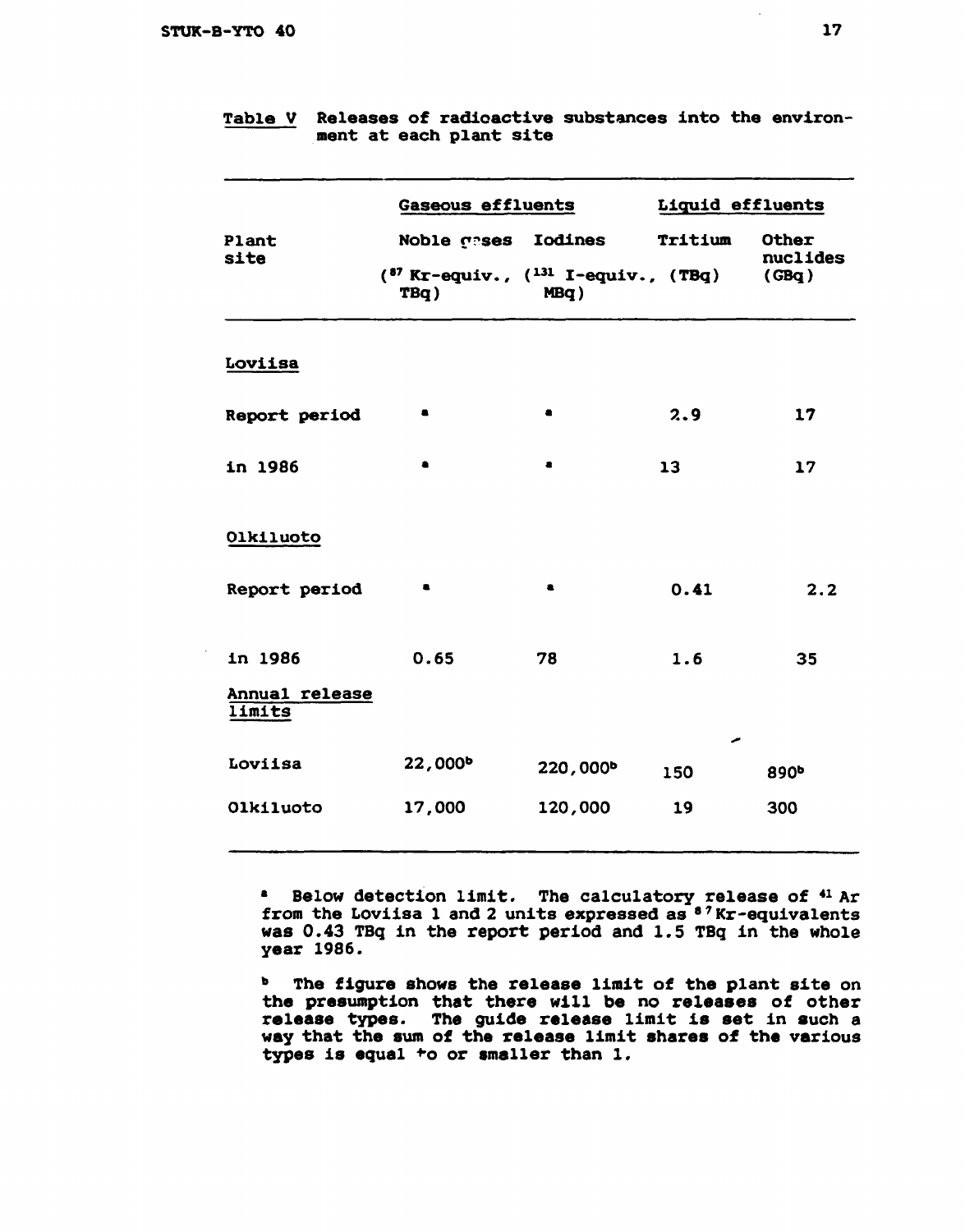**Table V** Releases of radioactive substances into the environment at each plant site

| Plant site | Gaseous effluents | | Liquid effluents | |
|---|---|---|---|---|
| | Noble gases ($^{87}$Kr-equiv., TBq) | Iodines ($^{131}$I-equiv., MBq) | Tritium (TBq) | Other nuclides (GBq) |
| **Loviisa** | | | | |
| Report period | [a] | [a] | 2.9 | 17 |
| in 1986 | [a] | [a] | 13 | 17 |
| **Olkiluoto** | | | | |
| Report period | [a] | [a] | 0.41 | 2.2 |
| in 1986 | 0.65 | 78 | 1.6 | 35 |
| **Annual release limits** | | | | |
| Loviisa | 22,000[b] | 220,000[b] | 150 | 890[b] |
| Olkiluoto | 17,000 | 120,000 | 19 | 300 |

[a] Below detection limit. The calculatory release of $^{41}$Ar from the Loviisa 1 and 2 units expressed as $^{87}$Kr-equivalents was 0.43 TBq in the report period and 1.5 TBq in the whole year 1986.

[b] The figure shows the release limit of the plant site on the presumption that there will be no releases of other release types. The guide release limit is set in such a way that the sum of the release limit shares of the various types is equal to or smaller than 1.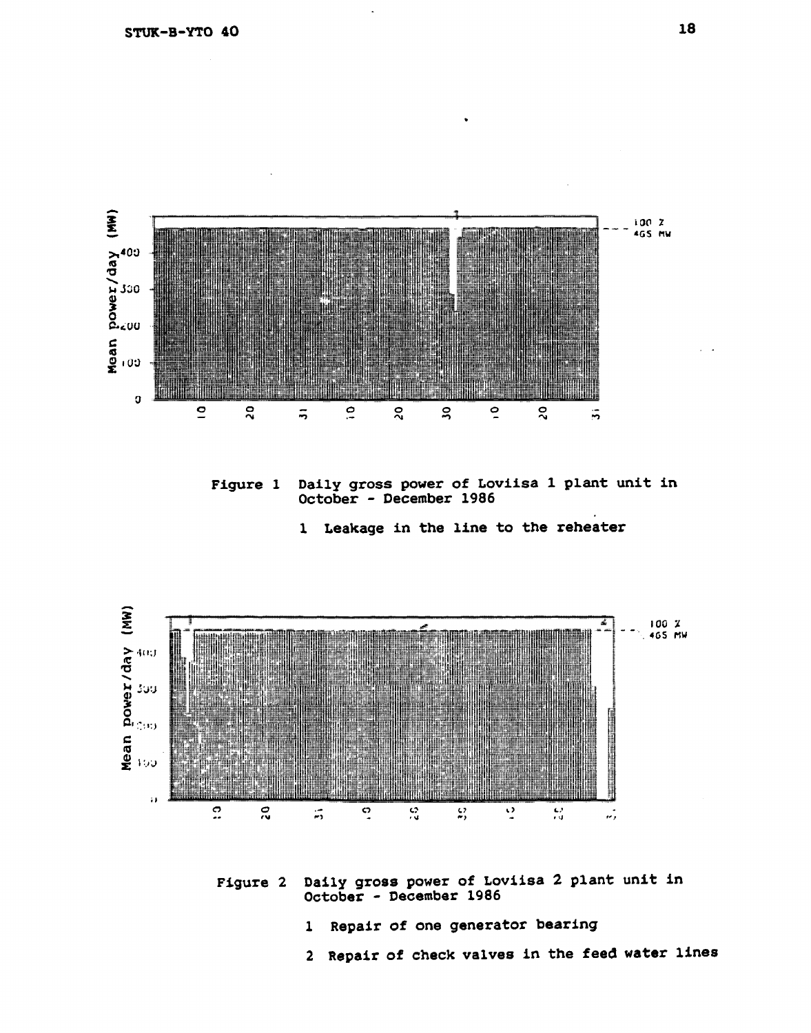Figure 1 Daily gross power of Loviisa 1 plant unit in October - December 1986

1 Leakage in the line to the reheater

Figure 2 Daily gross power of Loviisa 2 plant unit in October - December 1986

1 Repair of one generator bearing

2 Repair of check valves in the feed water lines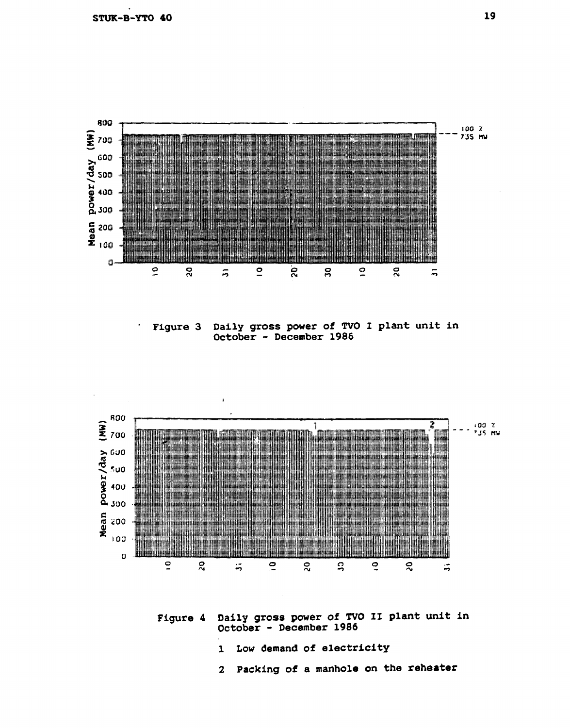Figure 3 Daily gross power of TVO I plant unit in October - December 1986

Figure 4 Daily gross power of TVO II plant unit in October - December 1986

1 Low demand of electricity

2 Packing of a manhole on the reheater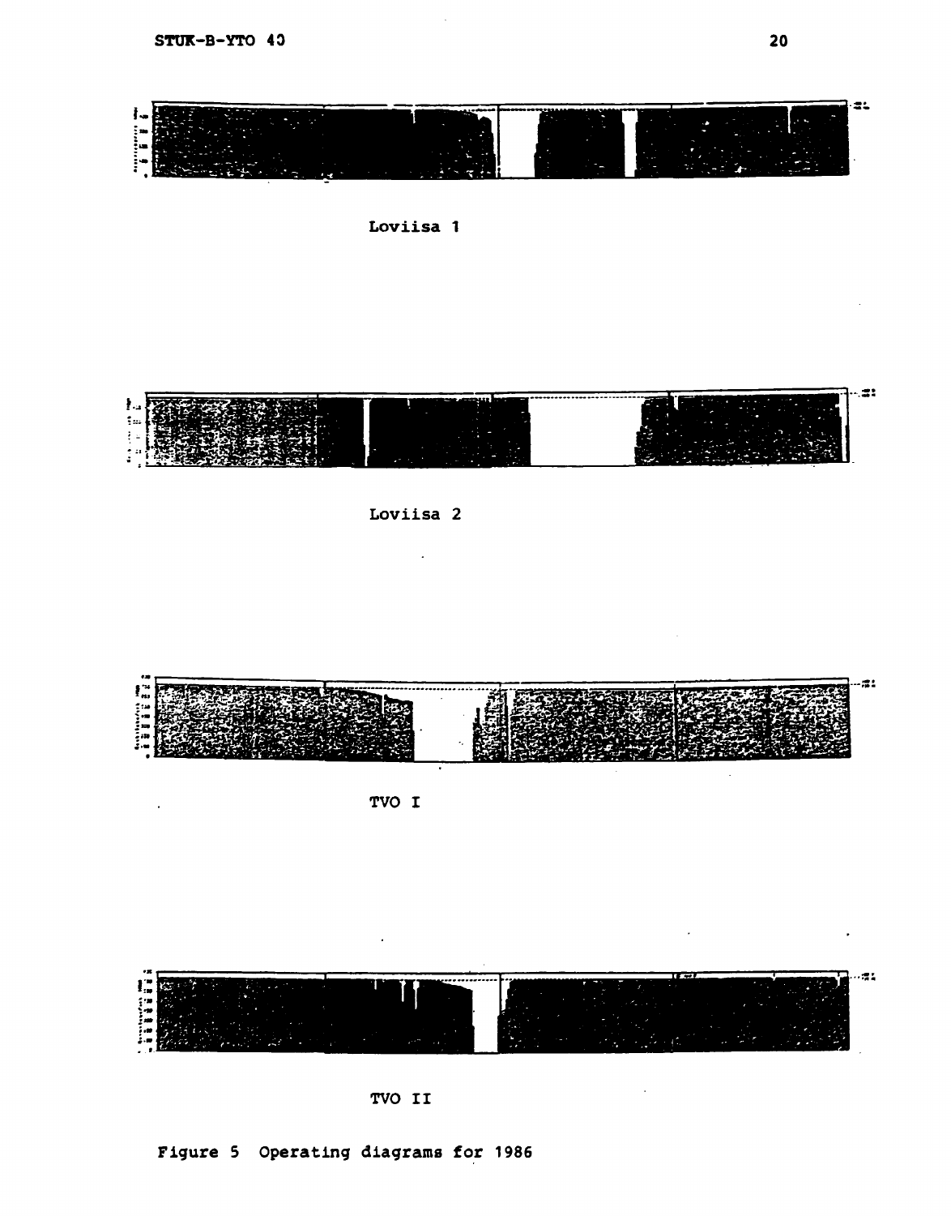Loviisa 1

Loviisa 2

TVO I

TVO II

Figure 5 Operating diagrams for 1986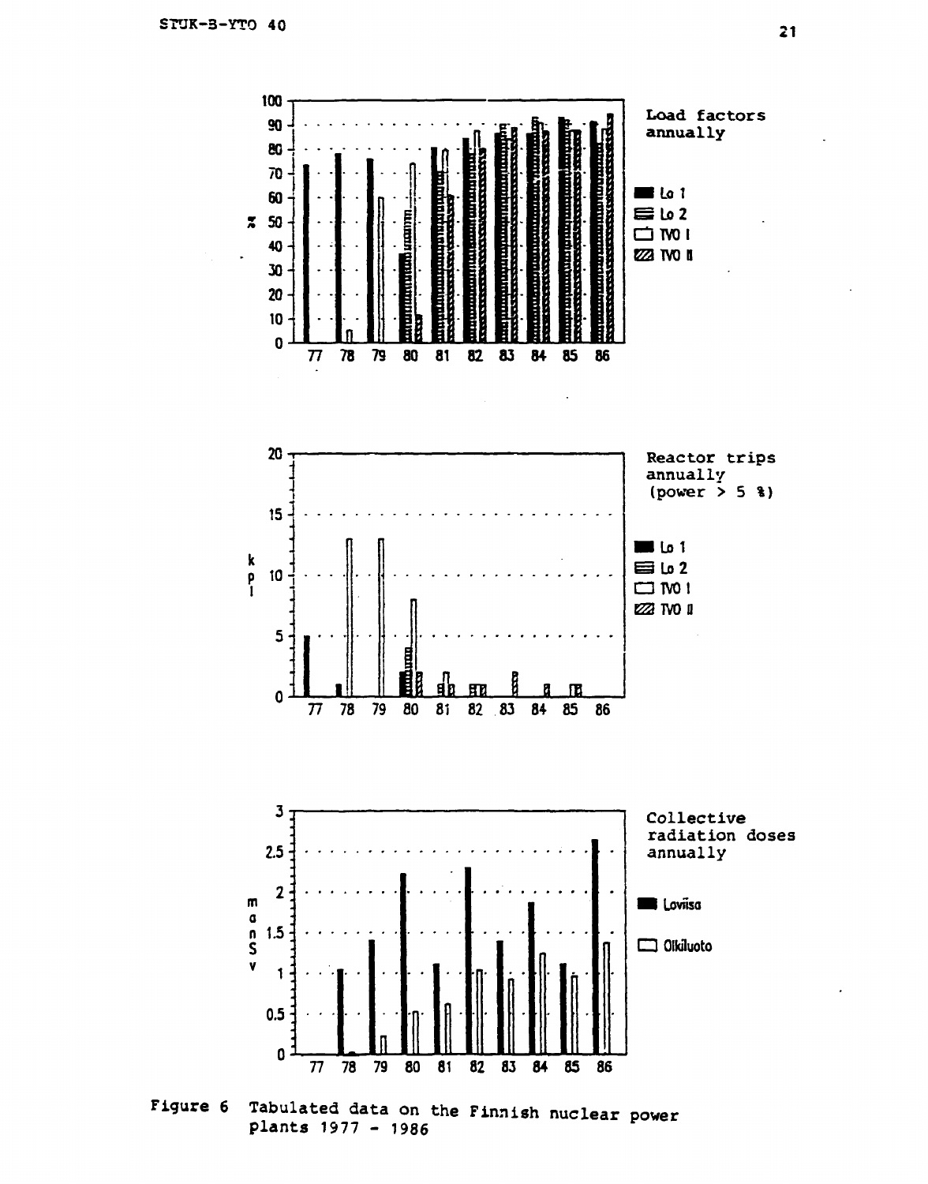100
90
80
70
60
50
40
30
20
10
0

%

77 78 79 80 81 82 83 84 85 86

Load factors annually

Lo 1
Lo 2
TVO I
TVO II

20
15
10
5
0

kpl

77 78 79 80 81 82 83 84 85 86

Reactor trips annually (power > 5 %)

Lo 1
Lo 2
TVO I
TVO II

3
2.5
2
1.5
1
0.5
0

manSv

77 78 79 80 81 82 83 84 85 86

Collective radiation doses annually

Loviisa
Olkiluoto

Figure 6 Tabulated data on the Finnish nuclear power plants 1977 - 1986